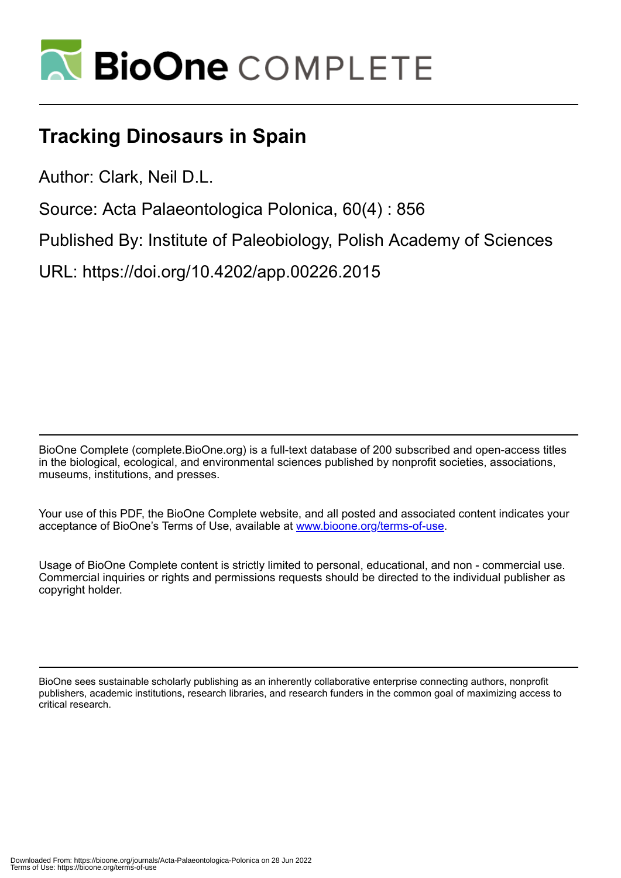# BioOne COMPLETE

## Tracking Dinosaurs in Spain

Author: Clark, Neil D.L.

Source: Acta Palaeontologica Polonica, 60(4) : 856

Published By: Institute of Paleobiology, Polish Academy of Sciences

URL: https://doi.org/10.4202/app.00226.2015

BioOne Complete (complete.BioOne.org) is a full-text database of 200 subscribed and open-access titles in the biological, ecological, and environmental sciences published by nonprofit societies, associations, museums, institutions, and presses.

Your use of this PDF, the BioOne Complete website, and all posted and associated content indicates your acceptance of BioOne's Terms of Use, available at www.bioone.org/terms-of-use.

Usage of BioOne Complete content is strictly limited to personal, educational, and non - commercial use. Commercial inquiries or rights and permissions requests should be directed to the individual publisher as copyright holder.

BioOne sees sustainable scholarly publishing as an inherently collaborative enterprise connecting authors, nonprofit publishers, academic institutions, research libraries, and research funders in the common goal of maximizing access to critical research.

Downloaded From: https://bioone.org/journals/Acta-Palaeontologica-Polonica on 28 Jun 2022
Terms of Use: https://bioone.org/terms-of-use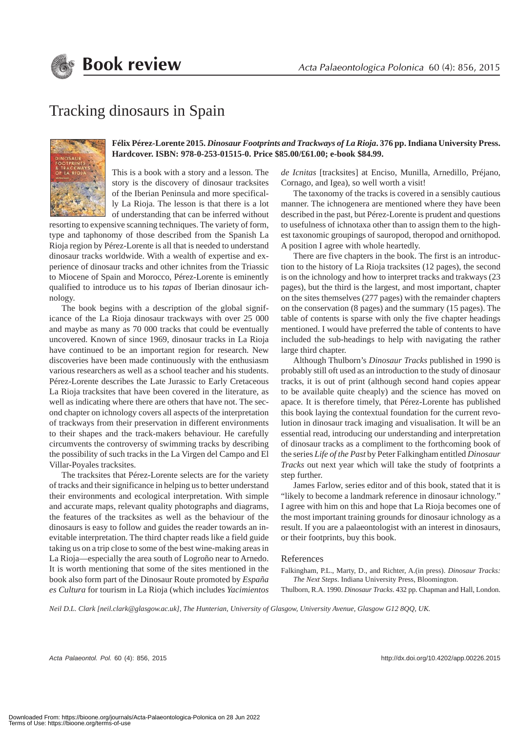# Book review

## Tracking dinosaurs in Spain

**Félix Pérez-Lorente 2015. *Dinosaur Footprints and Trackways of La Rioja*. 376 pp. Indiana University Press. Hardcover. ISBN: 978-0-253-01515-0. Price $85.00/£61.00; e-book $84.99.**

This is a book with a story and a lesson. The story is the discovery of dinosaur tracksites of the Iberian Peninsula and more specifically La Rioja. The lesson is that there is a lot of understanding that can be inferred without resorting to expensive scanning techniques. The variety of form, type and taphonomy of those described from the Spanish La Rioja region by Pérez-Lorente is all that is needed to understand dinosaur tracks worldwide. With a wealth of expertise and experience of dinosaur tracks and other ichnites from the Triassic to Miocene of Spain and Morocco, Pérez-Lorente is eminently qualified to introduce us to his *tapas* of Iberian dinosaur ichnology.

The book begins with a description of the global significance of the La Rioja dinosaur trackways with over 25 000 and maybe as many as 70 000 tracks that could be eventually uncovered. Known of since 1969, dinosaur tracks in La Rioja have continued to be an important region for research. New discoveries have been made continuously with the enthusiasm various researchers as well as a school teacher and his students. Pérez-Lorente describes the Late Jurassic to Early Cretaceous La Rioja tracksites that have been covered in the literature, as well as indicating where there are others that have not. The second chapter on ichnology covers all aspects of the interpretation of trackways from their preservation in different environments to their shapes and the track-makers behaviour. He carefully circumvents the controversy of swimming tracks by describing the possibility of such tracks in the La Virgen del Campo and El Villar-Poyales tracksites.

The tracksites that Pérez-Lorente selects are for the variety of tracks and their significance in helping us to better understand their environments and ecological interpretation. With simple and accurate maps, relevant quality photographs and diagrams, the features of the tracksites as well as the behaviour of the dinosaurs is easy to follow and guides the reader towards an inevitable interpretation. The third chapter reads like a field guide taking us on a trip close to some of the best wine-making areas in La Rioja—especially the area south of Logroño near to Arnedo. It is worth mentioning that some of the sites mentioned in the book also form part of the Dinosaur Route promoted by *España es Cultura* for tourism in La Rioja (which includes *Yacimientos de Icnitas* [tracksites] at Enciso, Munilla, Arnedillo, Préjano, Cornago, and Igea), so well worth a visit!

The taxonomy of the tracks is covered in a sensibly cautious manner. The ichnogenera are mentioned where they have been described in the past, but Pérez-Lorente is prudent and questions to usefulness of ichnotaxa other than to assign them to the highest taxonomic groupings of sauropod, theropod and ornithopod. A position I agree with whole heartedly.

There are five chapters in the book. The first is an introduction to the history of La Rioja tracksites (12 pages), the second is on the ichnology and how to interpret tracks and trakways (23 pages), but the third is the largest, and most important, chapter on the sites themselves (277 pages) with the remainder chapters on the conservation (8 pages) and the summary (15 pages). The table of contents is sparse with only the five chapter headings mentioned. I would have preferred the table of contents to have included the sub-headings to help with navigating the rather large third chapter.

Although Thulborn's *Dinosaur Tracks* published in 1990 is probably still oft used as an introduction to the study of dinosaur tracks, it is out of print (although second hand copies appear to be available quite cheaply) and the science has moved on apace. It is therefore timely, that Pérez-Lorente has published this book laying the contextual foundation for the current revolution in dinosaur track imaging and visualisation. It will be an essential read, introducing our understanding and interpretation of dinosaur tracks as a compliment to the forthcoming book of the series *Life of the Past* by Peter Falkingham entitled *Dinosaur Tracks* out next year which will take the study of footprints a step further.

James Farlow, series editor and of this book, stated that it is "likely to become a landmark reference in dinosaur ichnology." I agree with him on this and hope that La Rioja becomes one of the most important training grounds for dinosaur ichnology as a result. If you are a palaeontologist with an interest in dinosaurs, or their footprints, buy this book.

### References

Falkingham, P.L., Marty, D., and Richter, A.(in press). *Dinosaur Tracks: The Next Steps*. Indiana University Press, Bloomington.

Thulborn, R.A. 1990. *Dinosaur Tracks*. 432 pp. Chapman and Hall, London.

*Neil D.L. Clark [neil.clark@glasgow.ac.uk], The Hunterian, University of Glasgow, University Avenue, Glasgow G12 8QQ, UK.*

http://dx.doi.org/10.4202/app.00226.2015